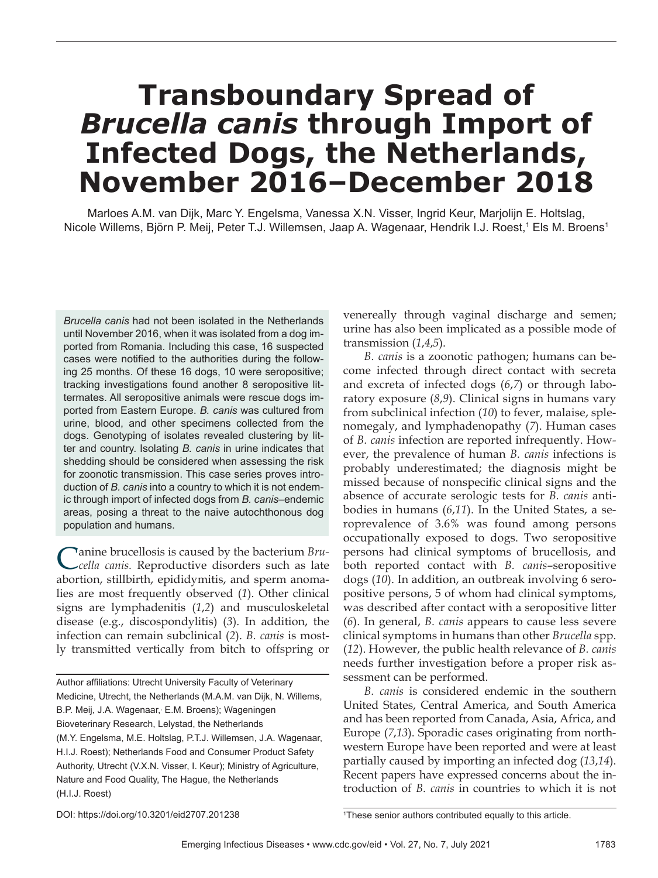# Transboundary Spread of *Brucella canis* through Import of Infected Dogs, the Netherlands, November 2016–December 2018

Marloes A.M. van Dijk, Marc Y. Engelsma, Vanessa X.N. Visser, Ingrid Keur, Marjolijn E. Holtslag, Nicole Willems, Björn P. Meij, Peter T.J. Willemsen, Jaap A. Wagenaar, Hendrik I.J. Roest,[1] Els M. Broens[1]

*Brucella canis* had not been isolated in the Netherlands until November 2016, when it was isolated from a dog imported from Romania. Including this case, 16 suspected cases were notified to the authorities during the following 25 months. Of these 16 dogs, 10 were seropositive; tracking investigations found another 8 seropositive littermates. All seropositive animals were rescue dogs imported from Eastern Europe. *B. canis* was cultured from urine, blood, and other specimens collected from the dogs. Genotyping of isolates revealed clustering by litter and country. Isolating *B. canis* in urine indicates that shedding should be considered when assessing the risk for zoonotic transmission. This case series proves introduction of *B. canis* into a country to which it is not endemic through import of infected dogs from *B. canis*–endemic areas, posing a threat to the naive autochthonous dog population and humans.

Canine brucellosis is caused by the bacterium *Brucella canis.* Reproductive disorders such as late abortion, stillbirth, epididymitis, and sperm anomalies are most frequently observed (*1*). Other clinical signs are lymphadenitis (*1*,*2*) and musculoskeletal disease (e.g., discospondylitis) (*3*). In addition, the infection can remain subclinical (*2*). *B. canis* is mostly transmitted vertically from bitch to offspring or venereally through vaginal discharge and semen; urine has also been implicated as a possible mode of transmission (*1*,*4*,*5*).

*B. canis* is a zoonotic pathogen; humans can become infected through direct contact with secreta and excreta of infected dogs (*6*,*7*) or through laboratory exposure (*8*,*9*). Clinical signs in humans vary from subclinical infection (*10*) to fever, malaise, splenomegaly, and lymphadenopathy (*7*). Human cases of *B. canis* infection are reported infrequently. However, the prevalence of human *B. canis* infections is probably underestimated; the diagnosis might be missed because of nonspecific clinical signs and the absence of accurate serologic tests for *B. canis* antibodies in humans (*6*,*11*). In the United States, a seroprevalence of 3.6% was found among persons occupationally exposed to dogs. Two seropositive persons had clinical symptoms of brucellosis, and both reported contact with *B. canis*–seropositive dogs (*10*). In addition, an outbreak involving 6 seropositive persons, 5 of whom had clinical symptoms, was described after contact with a seropositive litter (*6*). In general, *B. canis* appears to cause less severe clinical symptoms in humans than other *Brucella* spp. (*12*). However, the public health relevance of *B. canis* needs further investigation before a proper risk assessment can be performed.

*B. canis* is considered endemic in the southern United States, Central America, and South America and has been reported from Canada, Asia, Africa, and Europe (*7*,*13*). Sporadic cases originating from northwestern Europe have been reported and were at least partially caused by importing an infected dog (*13*,*14*). Recent papers have expressed concerns about the introduction of *B. canis* in countries to which it is not

Author affiliations: Utrecht University Faculty of Veterinary Medicine, Utrecht, the Netherlands (M.A.M. van Dijk, N. Willems, B.P. Meij, J.A. Wagenaar, E.M. Broens); Wageningen Bioveterinary Research, Lelystad, the Netherlands (M.Y. Engelsma, M.E. Holtslag, P.T.J. Willemsen, J.A. Wagenaar, H.I.J. Roest); Netherlands Food and Consumer Product Safety Authority, Utrecht (V.X.N. Visser, I. Keur); Ministry of Agriculture, Nature and Food Quality, The Hague, the Netherlands (H.I.J. Roest)

DOI: https://doi.org/10.3201/eid2707.201238

[1]These senior authors contributed equally to this article.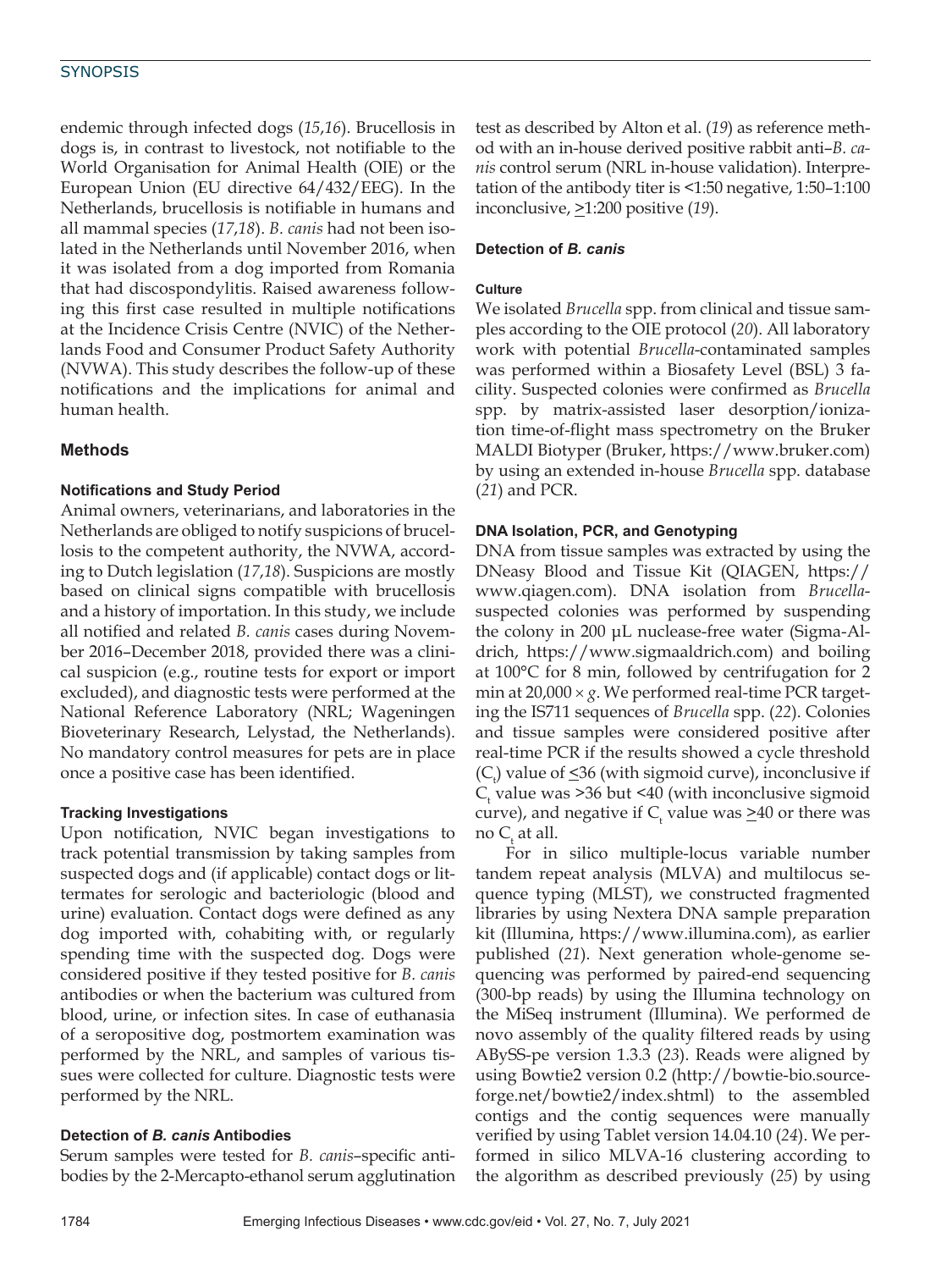endemic through infected dogs (*15*,*16*). Brucellosis in dogs is, in contrast to livestock, not notifiable to the World Organisation for Animal Health (OIE) or the European Union (EU directive 64/432/EEG). In the Netherlands, brucellosis is notifiable in humans and all mammal species (*17*,*18*). *B. canis* had not been isolated in the Netherlands until November 2016, when it was isolated from a dog imported from Romania that had discospondylitis. Raised awareness following this first case resulted in multiple notifications at the Incidence Crisis Centre (NVIC) of the Netherlands Food and Consumer Product Safety Authority (NVWA). This study describes the follow-up of these notifications and the implications for animal and human health.

## Methods

### Notifications and Study Period

Animal owners, veterinarians, and laboratories in the Netherlands are obliged to notify suspicions of brucellosis to the competent authority, the NVWA, according to Dutch legislation (*17*,*18*). Suspicions are mostly based on clinical signs compatible with brucellosis and a history of importation. In this study, we include all notified and related *B. canis* cases during November 2016–December 2018, provided there was a clinical suspicion (e.g., routine tests for export or import excluded), and diagnostic tests were performed at the National Reference Laboratory (NRL; Wageningen Bioveterinary Research, Lelystad, the Netherlands). No mandatory control measures for pets are in place once a positive case has been identified.

### Tracking Investigations

Upon notification, NVIC began investigations to track potential transmission by taking samples from suspected dogs and (if applicable) contact dogs or littermates for serologic and bacteriologic (blood and urine) evaluation. Contact dogs were defined as any dog imported with, cohabiting with, or regularly spending time with the suspected dog. Dogs were considered positive if they tested positive for *B. canis* antibodies or when the bacterium was cultured from blood, urine, or infection sites. In case of euthanasia of a seropositive dog, postmortem examination was performed by the NRL, and samples of various tissues were collected for culture. Diagnostic tests were performed by the NRL.

### Detection of *B. canis* Antibodies

Serum samples were tested for *B. canis*–specific antibodies by the 2-Mercapto-ethanol serum agglutination test as described by Alton et al. (*19*) as reference method with an in-house derived positive rabbit anti–*B. canis* control serum (NRL in-house validation). Interpretation of the antibody titer is <1:50 negative, 1:50–1:100 inconclusive, ≥1:200 positive (*19*).

### Detection of *B. canis*

#### Culture

We isolated *Brucella* spp. from clinical and tissue samples according to the OIE protocol (*20*). All laboratory work with potential *Brucella*-contaminated samples was performed within a Biosafety Level (BSL) 3 facility. Suspected colonies were confirmed as *Brucella* spp. by matrix-assisted laser desorption/ionization time-of-flight mass spectrometry on the Bruker MALDI Biotyper (Bruker, https://www.bruker.com) by using an extended in-house *Brucella* spp. database (*21*) and PCR.

#### DNA Isolation, PCR, and Genotyping

DNA from tissue samples was extracted by using the DNeasy Blood and Tissue Kit (QIAGEN, https://www.qiagen.com). DNA isolation from *Brucella*-suspected colonies was performed by suspending the colony in 200 µL nuclease-free water (Sigma-Aldrich, https://www.sigmaaldrich.com) and boiling at 100°C for 8 min, followed by centrifugation for 2 min at 20,000 × *g*. We performed real-time PCR targeting the IS711 sequences of *Brucella* spp. (*22*). Colonies and tissue samples were considered positive after real-time PCR if the results showed a cycle threshold ($C_t$) value of ≤36 (with sigmoid curve), inconclusive if $C_t$ value was >36 but <40 (with inconclusive sigmoid curve), and negative if $C_t$ value was ≥40 or there was no $C_t$ at all.

For in silico multiple-locus variable number tandem repeat analysis (MLVA) and multilocus sequence typing (MLST), we constructed fragmented libraries by using Nextera DNA sample preparation kit (Illumina, https://www.illumina.com), as earlier published (*21*). Next generation whole-genome sequencing was performed by paired-end sequencing (300-bp reads) by using the Illumina technology on the MiSeq instrument (Illumina). We performed de novo assembly of the quality filtered reads by using ABySS-pe version 1.3.3 (*23*). Reads were aligned by using Bowtie2 version 0.2 (http://bowtie-bio.sourceforge.net/bowtie2/index.shtml) to the assembled contigs and the contig sequences were manually verified by using Tablet version 14.04.10 (*24*). We performed in silico MLVA-16 clustering according to the algorithm as described previously (*25*) by using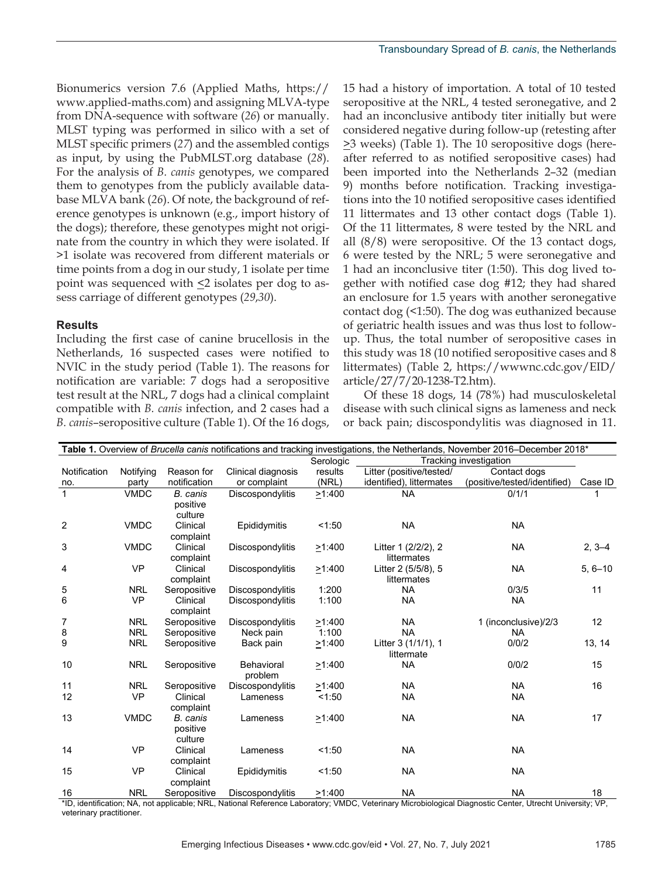Bionumerics version 7.6 (Applied Maths, https://www.applied-maths.com) and assigning MLVA-type from DNA-sequence with software (*26*) or manually. MLST typing was performed in silico with a set of MLST specific primers (*27*) and the assembled contigs as input, by using the PubMLST.org database (*28*). For the analysis of *B. canis* genotypes, we compared them to genotypes from the publicly available database MLVA bank (*26*). Of note, the background of reference genotypes is unknown (e.g., import history of the dogs); therefore, these genotypes might not originate from the country in which they were isolated. If >1 isolate was recovered from different materials or time points from a dog in our study, 1 isolate per time point was sequenced with ≤2 isolates per dog to assess carriage of different genotypes (*29*,*30*).

### Results

Including the first case of canine brucellosis in the Netherlands, 16 suspected cases were notified to NVIC in the study period (Table 1). The reasons for notification are variable: 7 dogs had a seropositive test result at the NRL, 7 dogs had a clinical complaint compatible with *B. canis* infection, and 2 cases had a *B. canis*–seropositive culture (Table 1). Of the 16 dogs, 15 had a history of importation. A total of 10 tested seropositive at the NRL, 4 tested seronegative, and 2 had an inconclusive antibody titer initially but were considered negative during follow-up (retesting after ≥3 weeks) (Table 1). The 10 seropositive dogs (hereafter referred to as notified seropositive cases) had been imported into the Netherlands 2–32 (median 9) months before notification. Tracking investigations into the 10 notified seropositive cases identified 11 littermates and 13 other contact dogs (Table 1). Of the 11 littermates, 8 were tested by the NRL and all (8/8) were seropositive. Of the 13 contact dogs, 6 were tested by the NRL; 5 were seronegative and 1 had an inconclusive titer (1:50). This dog lived together with notified case dog #12; they had shared an enclosure for 1.5 years with another seronegative contact dog (<1:50). The dog was euthanized because of geriatric health issues and was thus lost to follow-up. Thus, the total number of seropositive cases in this study was 18 (10 notified seropositive cases and 8 littermates) (Table 2, https://wwwnc.cdc.gov/EID/article/27/7/20-1238-T2.htm).

Of these 18 dogs, 14 (78%) had musculoskeletal disease with such clinical signs as lameness and neck or back pain; discospondylitis was diagnosed in 11.

**Table 1.** Overview of *Brucella canis* notifications and tracking investigations, the Netherlands, November 2016–December 2018*

| Notification no. | Notifying party | Reason for notification | Clinical diagnosis or complaint | Serologic results (NRL) | Tracking investigation: Litter (positive/tested/identified), littermates | Tracking investigation: Contact dogs (positive/tested/identified) | Case ID |
|---|---|---|---|---|---|---|---|
| 1 | VMDC | *B. canis* positive culture | Discospondylitis | ≥1:400 | NA | 0/1/1 | 1 |
| 2 | VMDC | Clinical complaint | Epididymitis | <1:50 | NA | NA | |
| 3 | VMDC | Clinical complaint | Discospondylitis | ≥1:400 | Litter 1 (2/2/2), 2 littermates | NA | 2, 3–4 |
| 4 | VP | Clinical complaint | Discospondylitis | ≥1:400 | Litter 2 (5/5/8), 5 littermates | NA | 5, 6–10 |
| 5 | NRL | Seropositive | Discospondylitis | 1:200 | NA | 0/3/5 | 11 |
| 6 | VP | Clinical complaint | Discospondylitis | 1:100 | NA | NA | |
| 7 | NRL | Seropositive | Discospondylitis | ≥1:400 | NA | 1 (inconclusive)/2/3 | 12 |
| 8 | NRL | Seropositive | Neck pain | 1:100 | NA | NA | |
| 9 | NRL | Seropositive | Back pain | ≥1:400 | Litter 3 (1/1/1), 1 littermate | 0/0/2 | 13, 14 |
| 10 | NRL | Seropositive | Behavioral problem | ≥1:400 | NA | 0/0/2 | 15 |
| 11 | NRL | Seropositive | Discospondylitis | ≥1:400 | NA | NA | 16 |
| 12 | VP | Clinical complaint | Lameness | <1:50 | NA | NA | |
| 13 | VMDC | *B. canis* positive culture | Lameness | ≥1:400 | NA | NA | 17 |
| 14 | VP | Clinical complaint | Lameness | <1:50 | NA | NA | |
| 15 | VP | Clinical complaint | Epididymitis | <1:50 | NA | NA | |
| 16 | NRL | Seropositive | Discospondylitis | ≥1:400 | NA | NA | 18 |

*ID, identification; NA, not applicable; NRL, National Reference Laboratory; VMDC, Veterinary Microbiological Diagnostic Center, Utrecht University; VP, veterinary practitioner.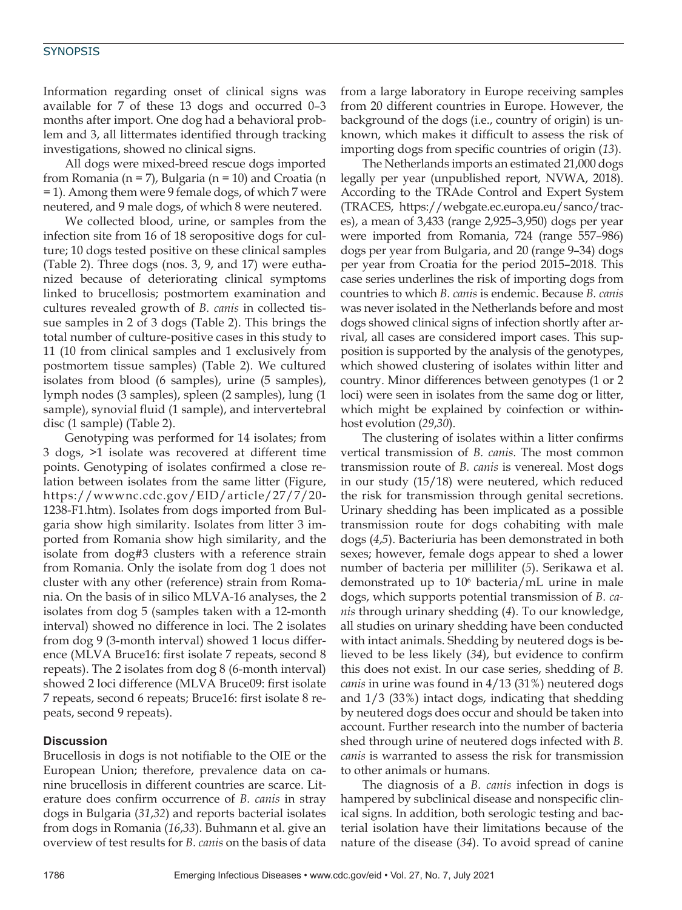Information regarding onset of clinical signs was available for 7 of these 13 dogs and occurred 0–3 months after import. One dog had a behavioral problem and 3, all littermates identified through tracking investigations, showed no clinical signs.

All dogs were mixed-breed rescue dogs imported from Romania (n = 7), Bulgaria (n = 10) and Croatia (n = 1). Among them were 9 female dogs, of which 7 were neutered, and 9 male dogs, of which 8 were neutered.

We collected blood, urine, or samples from the infection site from 16 of 18 seropositive dogs for culture; 10 dogs tested positive on these clinical samples (Table 2). Three dogs (nos. 3, 9, and 17) were euthanized because of deteriorating clinical symptoms linked to brucellosis; postmortem examination and cultures revealed growth of *B. canis* in collected tissue samples in 2 of 3 dogs (Table 2). This brings the total number of culture-positive cases in this study to 11 (10 from clinical samples and 1 exclusively from postmortem tissue samples) (Table 2). We cultured isolates from blood (6 samples), urine (5 samples), lymph nodes (3 samples), spleen (2 samples), lung (1 sample), synovial fluid (1 sample), and intervertebral disc (1 sample) (Table 2).

Genotyping was performed for 14 isolates; from 3 dogs, >1 isolate was recovered at different time points. Genotyping of isolates confirmed a close relation between isolates from the same litter (Figure, https://wwwnc.cdc.gov/EID/article/27/7/20-1238-F1.htm). Isolates from dogs imported from Bulgaria show high similarity. Isolates from litter 3 imported from Romania show high similarity, and the isolate from dog#3 clusters with a reference strain from Romania. Only the isolate from dog 1 does not cluster with any other (reference) strain from Romania. On the basis of in silico MLVA-16 analyses, the 2 isolates from dog 5 (samples taken with a 12-month interval) showed no difference in loci. The 2 isolates from dog 9 (3-month interval) showed 1 locus difference (MLVA Bruce16: first isolate 7 repeats, second 8 repeats). The 2 isolates from dog 8 (6-month interval) showed 2 loci difference (MLVA Bruce09: first isolate 7 repeats, second 6 repeats; Bruce16: first isolate 8 repeats, second 9 repeats).

## Discussion

Brucellosis in dogs is not notifiable to the OIE or the European Union; therefore, prevalence data on canine brucellosis in different countries are scarce. Literature does confirm occurrence of *B. canis* in stray dogs in Bulgaria (*31*,*32*) and reports bacterial isolates from dogs in Romania (*16*,*33*). Buhmann et al. give an overview of test results for *B. canis* on the basis of data from a large laboratory in Europe receiving samples from 20 different countries in Europe. However, the background of the dogs (i.e., country of origin) is unknown, which makes it difficult to assess the risk of importing dogs from specific countries of origin (*13*).

The Netherlands imports an estimated 21,000 dogs legally per year (unpublished report, NVWA, 2018). According to the TRAde Control and Expert System (TRACES, https://webgate.ec.europa.eu/sanco/traces), a mean of 3,433 (range 2,925–3,950) dogs per year were imported from Romania, 724 (range 557–986) dogs per year from Bulgaria, and 20 (range 9–34) dogs per year from Croatia for the period 2015–2018. This case series underlines the risk of importing dogs from countries to which *B. canis* is endemic. Because *B. canis* was never isolated in the Netherlands before and most dogs showed clinical signs of infection shortly after arrival, all cases are considered import cases. This supposition is supported by the analysis of the genotypes, which showed clustering of isolates within litter and country. Minor differences between genotypes (1 or 2 loci) were seen in isolates from the same dog or litter, which might be explained by coinfection or within-host evolution (*29*,*30*).

The clustering of isolates within a litter confirms vertical transmission of *B. canis.* The most common transmission route of *B. canis* is venereal. Most dogs in our study (15/18) were neutered, which reduced the risk for transmission through genital secretions. Urinary shedding has been implicated as a possible transmission route for dogs cohabiting with male dogs (*4*,*5*). Bacteriuria has been demonstrated in both sexes; however, female dogs appear to shed a lower number of bacteria per milliliter (*5*). Serikawa et al. demonstrated up to $10^6$ bacteria/mL urine in male dogs, which supports potential transmission of *B. canis* through urinary shedding (*4*). To our knowledge, all studies on urinary shedding have been conducted with intact animals. Shedding by neutered dogs is believed to be less likely (*34*), but evidence to confirm this does not exist. In our case series, shedding of *B. canis* in urine was found in 4/13 (31%) neutered dogs and 1/3 (33%) intact dogs, indicating that shedding by neutered dogs does occur and should be taken into account. Further research into the number of bacteria shed through urine of neutered dogs infected with *B. canis* is warranted to assess the risk for transmission to other animals or humans.

The diagnosis of a *B. canis* infection in dogs is hampered by subclinical disease and nonspecific clinical signs. In addition, both serologic testing and bacterial isolation have their limitations because of the nature of the disease (*34*). To avoid spread of canine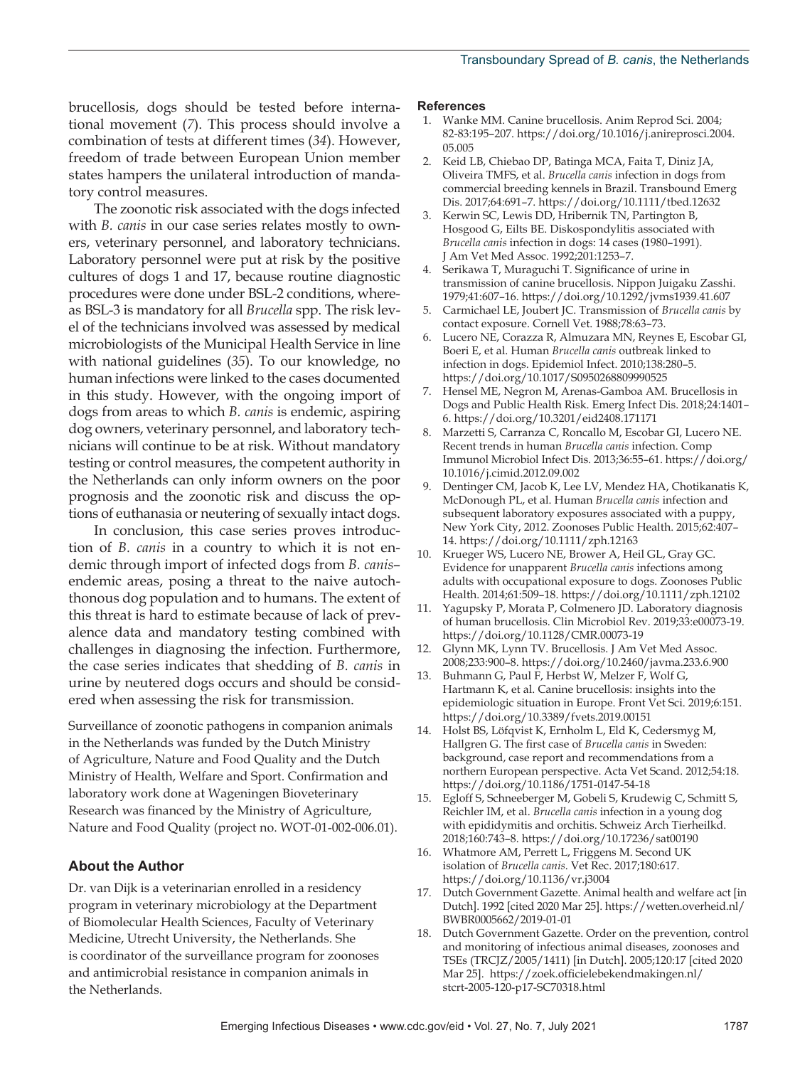brucellosis, dogs should be tested before international movement (*7*). This process should involve a combination of tests at different times (*34*). However, freedom of trade between European Union member states hampers the unilateral introduction of mandatory control measures.

The zoonotic risk associated with the dogs infected with *B. canis* in our case series relates mostly to owners, veterinary personnel, and laboratory technicians. Laboratory personnel were put at risk by the positive cultures of dogs 1 and 17, because routine diagnostic procedures were done under BSL-2 conditions, whereas BSL-3 is mandatory for all *Brucella* spp. The risk level of the technicians involved was assessed by medical microbiologists of the Municipal Health Service in line with national guidelines (*35*). To our knowledge, no human infections were linked to the cases documented in this study. However, with the ongoing import of dogs from areas to which *B. canis* is endemic, aspiring dog owners, veterinary personnel, and laboratory technicians will continue to be at risk. Without mandatory testing or control measures, the competent authority in the Netherlands can only inform owners on the poor prognosis and the zoonotic risk and discuss the options of euthanasia or neutering of sexually intact dogs.

In conclusion, this case series proves introduction of *B. canis* in a country to which it is not endemic through import of infected dogs from *B. canis*–endemic areas, posing a threat to the naive autochthonous dog population and to humans. The extent of this threat is hard to estimate because of lack of prevalence data and mandatory testing combined with challenges in diagnosing the infection. Furthermore, the case series indicates that shedding of *B. canis* in urine by neutered dogs occurs and should be considered when assessing the risk for transmission.

Surveillance of zoonotic pathogens in companion animals in the Netherlands was funded by the Dutch Ministry of Agriculture, Nature and Food Quality and the Dutch Ministry of Health, Welfare and Sport. Confirmation and laboratory work done at Wageningen Bioveterinary Research was financed by the Ministry of Agriculture, Nature and Food Quality (project no. WOT-01-002-006.01).

## About the Author

Dr. van Dijk is a veterinarian enrolled in a residency program in veterinary microbiology at the Department of Biomolecular Health Sciences, Faculty of Veterinary Medicine, Utrecht University, the Netherlands. She is coordinator of the surveillance program for zoonoses and antimicrobial resistance in companion animals in the Netherlands.

## References

1. Wanke MM. Canine brucellosis. Anim Reprod Sci. 2004; 82-83:195–207. https://doi.org/10.1016/j.anireprosci.2004.05.005
2. Keid LB, Chiebao DP, Batinga MCA, Faita T, Diniz JA, Oliveira TMFS, et al. *Brucella canis* infection in dogs from commercial breeding kennels in Brazil. Transbound Emerg Dis. 2017;64:691–7. https://doi.org/10.1111/tbed.12632
3. Kerwin SC, Lewis DD, Hribernik TN, Partington B, Hosgood G, Eilts BE. Diskospondylitis associated with *Brucella canis* infection in dogs: 14 cases (1980–1991). J Am Vet Med Assoc. 1992;201:1253–7.
4. Serikawa T, Muraguchi T. Significance of urine in transmission of canine brucellosis. Nippon Juigaku Zasshi. 1979;41:607–16. https://doi.org/10.1292/jvms1939.41.607
5. Carmichael LE, Joubert JC. Transmission of *Brucella canis* by contact exposure. Cornell Vet. 1988;78:63–73.
6. Lucero NE, Corazza R, Almuzara MN, Reynes E, Escobar GI, Boeri E, et al. Human *Brucella canis* outbreak linked to infection in dogs. Epidemiol Infect. 2010;138:280–5. https://doi.org/10.1017/S0950268809990525
7. Hensel ME, Negron M, Arenas-Gamboa AM. Brucellosis in Dogs and Public Health Risk. Emerg Infect Dis. 2018;24:1401–6. https://doi.org/10.3201/eid2408.171171
8. Marzetti S, Carranza C, Roncallo M, Escobar GI, Lucero NE. Recent trends in human *Brucella canis* infection. Comp Immunol Microbiol Infect Dis. 2013;36:55–61. https://doi.org/10.1016/j.cimid.2012.09.002
9. Dentinger CM, Jacob K, Lee LV, Mendez HA, Chotikanatis K, McDonough PL, et al. Human *Brucella canis* infection and subsequent laboratory exposures associated with a puppy, New York City, 2012. Zoonoses Public Health. 2015;62:407–14. https://doi.org/10.1111/zph.12163
10. Krueger WS, Lucero NE, Brower A, Heil GL, Gray GC. Evidence for unapparent *Brucella canis* infections among adults with occupational exposure to dogs. Zoonoses Public Health. 2014;61:509–18. https://doi.org/10.1111/zph.12102
11. Yagupsky P, Morata P, Colmenero JD. Laboratory diagnosis of human brucellosis. Clin Microbiol Rev. 2019;33:e00073-19. https://doi.org/10.1128/CMR.00073-19
12. Glynn MK, Lynn TV. Brucellosis. J Am Vet Med Assoc. 2008;233:900–8. https://doi.org/10.2460/javma.233.6.900
13. Buhmann G, Paul F, Herbst W, Melzer F, Wolf G, Hartmann K, et al. Canine brucellosis: insights into the epidemiologic situation in Europe. Front Vet Sci. 2019;6:151. https://doi.org/10.3389/fvets.2019.00151
14. Holst BS, Löfqvist K, Ernholm L, Eld K, Cedersmyg M, Hallgren G. The first case of *Brucella canis* in Sweden: background, case report and recommendations from a northern European perspective. Acta Vet Scand. 2012;54:18. https://doi.org/10.1186/1751-0147-54-18
15. Egloff S, Schneeberger M, Gobeli S, Krudewig C, Schmitt S, Reichler IM, et al. *Brucella canis* infection in a young dog with epididymitis and orchitis. Schweiz Arch Tierheilkd. 2018;160:743–8. https://doi.org/10.17236/sat00190
16. Whatmore AM, Perrett L, Friggens M. Second UK isolation of *Brucella canis*. Vet Rec. 2017;180:617. https://doi.org/10.1136/vr.j3004
17. Dutch Government Gazette. Animal health and welfare act [in Dutch]. 1992 [cited 2020 Mar 25]. https://wetten.overheid.nl/BWBR0005662/2019-01-01
18. Dutch Government Gazette. Order on the prevention, control and monitoring of infectious animal diseases, zoonoses and TSEs (TRCJZ/2005/1411) [in Dutch]. 2005;120:17 [cited 2020 Mar 25]. https://zoek.officielebekendmakingen.nl/stcrt-2005-120-p17-SC70318.html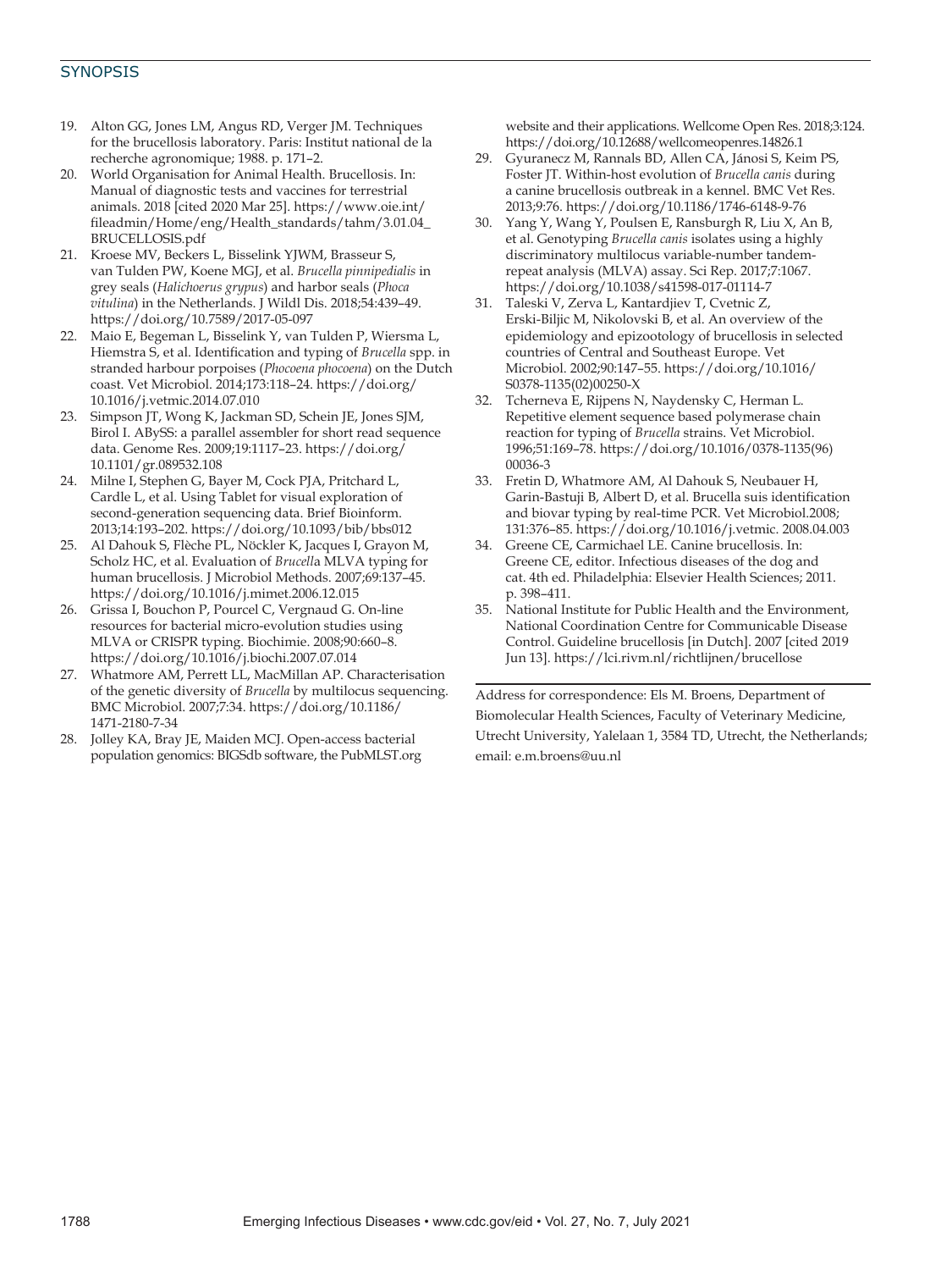19. Alton GG, Jones LM, Angus RD, Verger JM. Techniques for the brucellosis laboratory. Paris: Institut national de la recherche agronomique; 1988. p. 171–2.
20. World Organisation for Animal Health. Brucellosis. In: Manual of diagnostic tests and vaccines for terrestrial animals. 2018 [cited 2020 Mar 25]. https://www.oie.int/fileadmin/Home/eng/Health_standards/tahm/3.01.04_BRUCELLOSIS.pdf
21. Kroese MV, Beckers L, Bisselink YJWM, Brasseur S, van Tulden PW, Koene MGJ, et al. *Brucella pinnipedialis* in grey seals (*Halichoerus grypus*) and harbor seals (*Phoca vitulina*) in the Netherlands. J Wildl Dis. 2018;54:439–49. https://doi.org/10.7589/2017-05-097
22. Maio E, Begeman L, Bisselink Y, van Tulden P, Wiersma L, Hiemstra S, et al. Identification and typing of *Brucella* spp. in stranded harbour porpoises (*Phocoena phocoena*) on the Dutch coast. Vet Microbiol. 2014;173:118–24. https://doi.org/10.1016/j.vetmic.2014.07.010
23. Simpson JT, Wong K, Jackman SD, Schein JE, Jones SJM, Birol I. ABySS: a parallel assembler for short read sequence data. Genome Res. 2009;19:1117–23. https://doi.org/10.1101/gr.089532.108
24. Milne I, Stephen G, Bayer M, Cock PJA, Pritchard L, Cardle L, et al. Using Tablet for visual exploration of second-generation sequencing data. Brief Bioinform. 2013;14:193–202. https://doi.org/10.1093/bib/bbs012
25. Al Dahouk S, Flèche PL, Nöckler K, Jacques I, Grayon M, Scholz HC, et al. Evaluation of *Brucell*a MLVA typing for human brucellosis. J Microbiol Methods. 2007;69:137–45. https://doi.org/10.1016/j.mimet.2006.12.015
26. Grissa I, Bouchon P, Pourcel C, Vergnaud G. On-line resources for bacterial micro-evolution studies using MLVA or CRISPR typing. Biochimie. 2008;90:660–8. https://doi.org/10.1016/j.biochi.2007.07.014
27. Whatmore AM, Perrett LL, MacMillan AP. Characterisation of the genetic diversity of *Brucella* by multilocus sequencing. BMC Microbiol. 2007;7:34. https://doi.org/10.1186/1471-2180-7-34
28. Jolley KA, Bray JE, Maiden MCJ. Open-access bacterial population genomics: BIGSdb software, the PubMLST.org website and their applications. Wellcome Open Res. 2018;3:124. https://doi.org/10.12688/wellcomeopenres.14826.1
29. Gyuranecz M, Rannals BD, Allen CA, Jánosi S, Keim PS, Foster JT. Within-host evolution of *Brucella canis* during a canine brucellosis outbreak in a kennel. BMC Vet Res. 2013;9:76. https://doi.org/10.1186/1746-6148-9-76
30. Yang Y, Wang Y, Poulsen E, Ransburgh R, Liu X, An B, et al. Genotyping *Brucella canis* isolates using a highly discriminatory multilocus variable-number tandem-repeat analysis (MLVA) assay. Sci Rep. 2017;7:1067. https://doi.org/10.1038/s41598-017-01114-7
31. Taleski V, Zerva L, Kantardjiev T, Cvetnic Z, Erski-Biljic M, Nikolovski B, et al. An overview of the epidemiology and epizootology of brucellosis in selected countries of Central and Southeast Europe. Vet Microbiol. 2002;90:147–55. https://doi.org/10.1016/S0378-1135(02)00250-X
32. Tcherneva E, Rijpens N, Naydensky C, Herman L. Repetitive element sequence based polymerase chain reaction for typing of *Brucella* strains. Vet Microbiol. 1996;51:169–78. https://doi.org/10.1016/0378-1135(96)00036-3
33. Fretin D, Whatmore AM, Al Dahouk S, Neubauer H, Garin-Bastuji B, Albert D, et al. Brucella suis identification and biovar typing by real-time PCR. Vet Microbiol.2008; 131:376–85. https://doi.org/10.1016/j.vetmic. 2008.04.003
34. Greene CE, Carmichael LE. Canine brucellosis. In: Greene CE, editor. Infectious diseases of the dog and cat. 4th ed. Philadelphia: Elsevier Health Sciences; 2011. p. 398–411.
35. National Institute for Public Health and the Environment, National Coordination Centre for Communicable Disease Control. Guideline brucellosis [in Dutch]. 2007 [cited 2019 Jun 13]. https://lci.rivm.nl/richtlijnen/brucellose

Address for correspondence: Els M. Broens, Department of Biomolecular Health Sciences, Faculty of Veterinary Medicine, Utrecht University, Yalelaan 1, 3584 TD, Utrecht, the Netherlands; email: e.m.broens@uu.nl